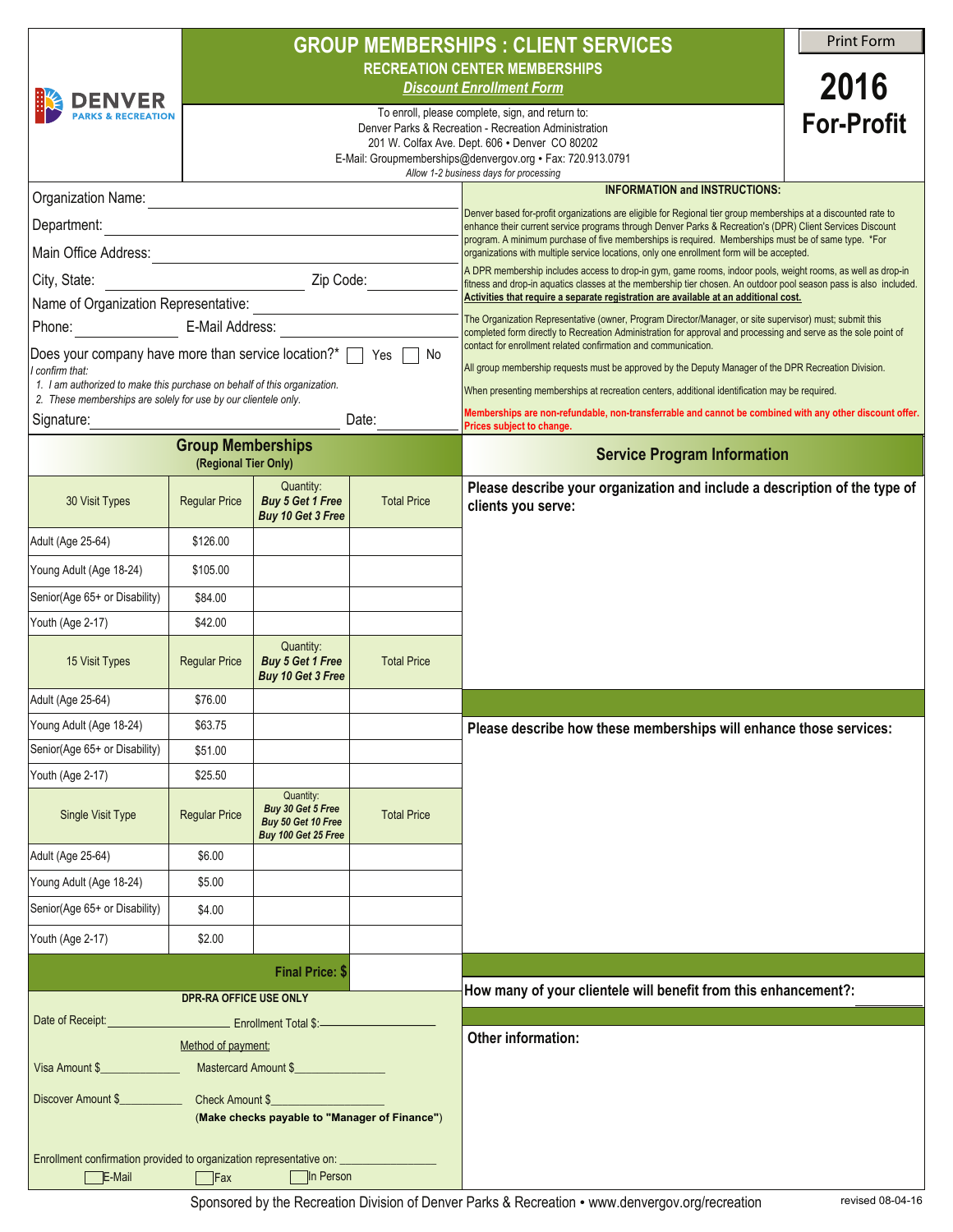# GROUP MEMBERSHIPS : CLIENT SERVICES

## RECREATION CENTER MEMBERSHIPS

***Discount Enrollment Form***

DENVER PARKS & RECREATION

Print Form

**2016**
**For-Profit**

To enroll, please complete, sign, and return to:
Denver Parks & Recreation - Recreation Administration
201 W. Colfax Ave. Dept. 606 • Denver CO 80202
E-Mail: Groupmemberships@denvergov.org • Fax: 720.913.0791
*Allow 1-2 business days for processing*

Organization Name: ______________________

Department: ______________________

Main Office Address: ______________________

City, State: ______________ Zip Code: __________

Name of Organization Representative: ______________________

Phone: __________ E-Mail Address: ______________________

Does your company have more than service location?* ☐ Yes ☐ No

*I confirm that:*

1. *I am authorized to make this purchase on behalf of this organization.*
2. *These memberships are solely for use by our clientele only.*

Signature: ______________________ Date: __________

### INFORMATION and INSTRUCTIONS:

Denver based for-profit organizations are eligible for Regional tier group memberships at a discounted rate to enhance their current service programs through Denver Parks & Recreation's (DPR) Client Services Discount program. A minimum purchase of five memberships is required. Memberships must be of same type. *For organizations with multiple service locations, only one enrollment form will be accepted.

A DPR membership includes access to drop-in gym, game rooms, indoor pools, weight rooms, as well as drop-in fitness and drop-in aquatics classes at the membership tier chosen. An outdoor pool season pass is also included. **Activities that require a separate registration are available at an additional cost.**

The Organization Representative (owner, Program Director/Manager, or site supervisor) must; submit this completed form directly to Recreation Administration for approval and processing and serve as the sole point of contact for enrollment related confirmation and communication.

All group membership requests must be approved by the Deputy Manager of the DPR Recreation Division.

When presenting memberships at recreation centers, additional identification may be required.

**Memberships are non-refundable, non-transferrable and cannot be combined with any other discount offer. Prices subject to change.**

### Group Memberships
(Regional Tier Only)

| 30 Visit Types | Regular Price | Quantity: ***Buy 5 Get 1 Free*** ***Buy 10 Get 3 Free*** | Total Price |
|---|---|---|---|
| Adult (Age 25-64) | $126.00 | | |
| Young Adult (Age 18-24) | $105.00 | | |
| Senior(Age 65+ or Disability) | $84.00 | | |
| Youth (Age 2-17) | $42.00 | | |
| **15 Visit Types** | **Regular Price** | **Quantity: *Buy 5 Get 1 Free* *Buy 10 Get 3 Free*** | **Total Price** |
| Adult (Age 25-64) | $76.00 | | |
| Young Adult (Age 18-24) | $63.75 | | |
| Senior(Age 65+ or Disability) | $51.00 | | |
| Youth (Age 2-17) | $25.50 | | |
| **Single Visit Type** | **Regular Price** | **Quantity: *Buy 30 Get 5 Free* *Buy 50 Get 10 Free* *Buy 100 Get 25 Free*** | **Total Price** |
| Adult (Age 25-64) | $6.00 | | |
| Young Adult (Age 18-24) | $5.00 | | |
| Senior(Age 65+ or Disability) | $4.00 | | |
| Youth (Age 2-17) | $2.00 | | |
| | | **Final Price: $** | |

### Service Program Information

**Please describe your organization and include a description of the type of clients you serve:**

**Please describe how these memberships will enhance those services:**

**How many of your clientele will benefit from this enhancement?:** __________

**Other information:**

**DPR-RA OFFICE USE ONLY**

Date of Receipt: ______________ Enrollment Total $: ______________

Method of payment:

Visa Amount $__________ Mastercard Amount $______________

Discover Amount $__________ Check Amount $______________

**(Make checks payable to "Manager of Finance")**

Enrollment confirmation provided to organization representative on: ______________

☐ E-Mail ☐ Fax ☐ In Person

Sponsored by the Recreation Division of Denver Parks & Recreation • www.denvergov.org/recreation

revised 08-04-16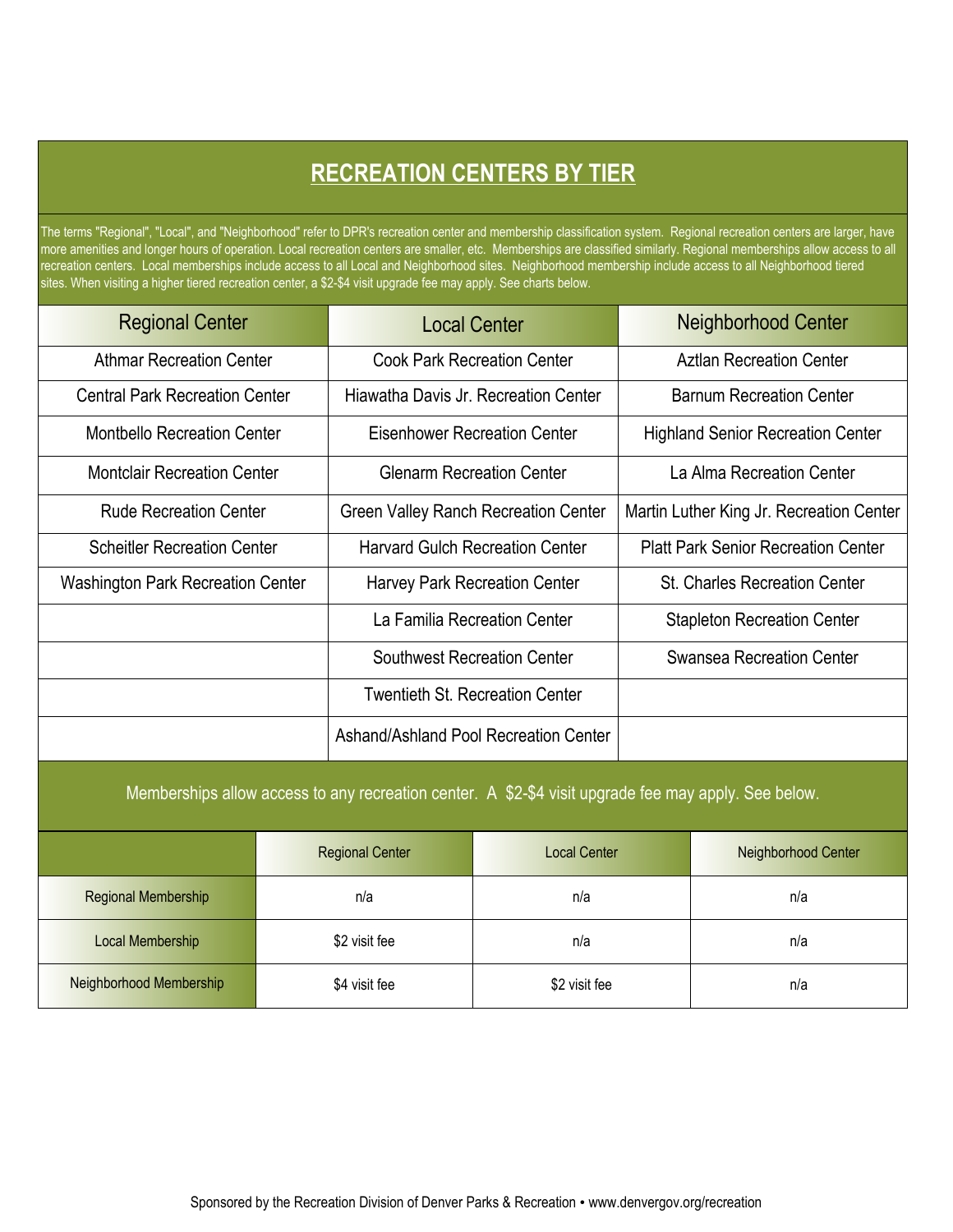## RECREATION CENTERS BY TIER

The terms "Regional", "Local", and "Neighborhood" refer to DPR's recreation center and membership classification system. Regional recreation centers are larger, have more amenities and longer hours of operation. Local recreation centers are smaller, etc. Memberships are classified similarly. Regional memberships allow access to all recreation centers. Local memberships include access to all Local and Neighborhood sites. Neighborhood membership include access to all Neighborhood tiered sites. When visiting a higher tiered recreation center, a $2-$4 visit upgrade fee may apply. See charts below.

| Regional Center | Local Center | Neighborhood Center |
|---|---|---|
| Athmar Recreation Center | Cook Park Recreation Center | Aztlan Recreation Center |
| Central Park Recreation Center | Hiawatha Davis Jr. Recreation Center | Barnum Recreation Center |
| Montbello Recreation Center | Eisenhower Recreation Center | Highland Senior Recreation Center |
| Montclair Recreation Center | Glenarm Recreation Center | La Alma Recreation Center |
| Rude Recreation Center | Green Valley Ranch Recreation Center | Martin Luther King Jr. Recreation Center |
| Scheitler Recreation Center | Harvard Gulch Recreation Center | Platt Park Senior Recreation Center |
| Washington Park Recreation Center | Harvey Park Recreation Center | St. Charles Recreation Center |
| | La Familia Recreation Center | Stapleton Recreation Center |
| | Southwest Recreation Center | Swansea Recreation Center |
| | Twentieth St. Recreation Center | |
| | Ashand/Ashland Pool Recreation Center | |

Memberships allow access to any recreation center. A $2-$4 visit upgrade fee may apply. See below.

| | Regional Center | Local Center | Neighborhood Center |
|---|---|---|---|
| Regional Membership | n/a | n/a | n/a |
| Local Membership | $2 visit fee | n/a | n/a |
| Neighborhood Membership | $4 visit fee | $2 visit fee | n/a |

Sponsored by the Recreation Division of Denver Parks & Recreation • www.denvergov.org/recreation